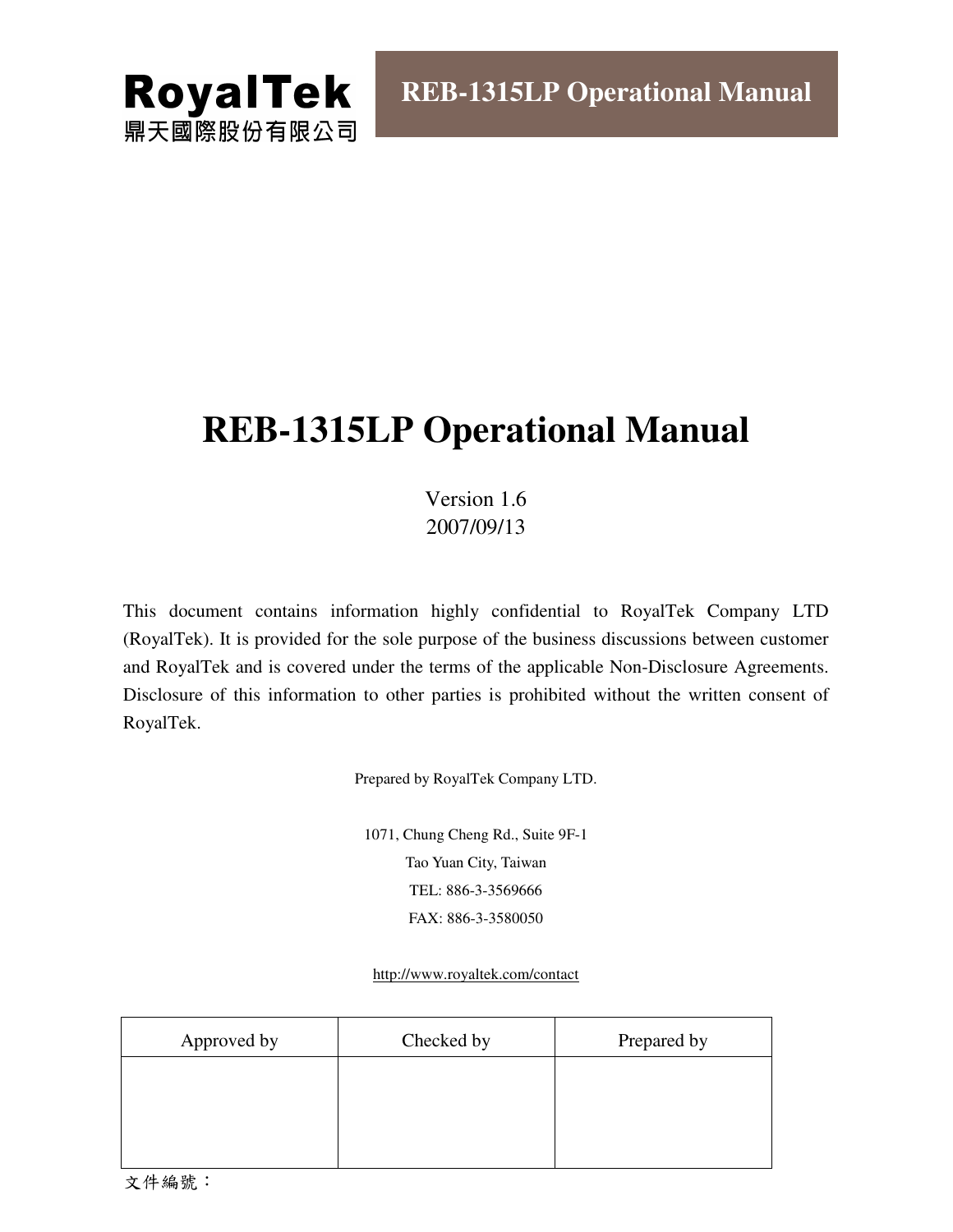RoyalTek
鼎天國際股份有限公司

REB-1315LP Operational Manual

# REB-1315LP Operational Manual

Version 1.6
2007/09/13

This document contains information highly confidential to RoyalTek Company LTD (RoyalTek). It is provided for the sole purpose of the business discussions between customer and RoyalTek and is covered under the terms of the applicable Non-Disclosure Agreements. Disclosure of this information to other parties is prohibited without the written consent of RoyalTek.

Prepared by RoyalTek Company LTD.

1071, Chung Cheng Rd., Suite 9F-1
Tao Yuan City, Taiwan
TEL: 886-3-3569666
FAX: 886-3-3580050

http://www.royaltek.com/contact

| Approved by | Checked by | Prepared by |
|---|---|---|
| | | |

文件編號：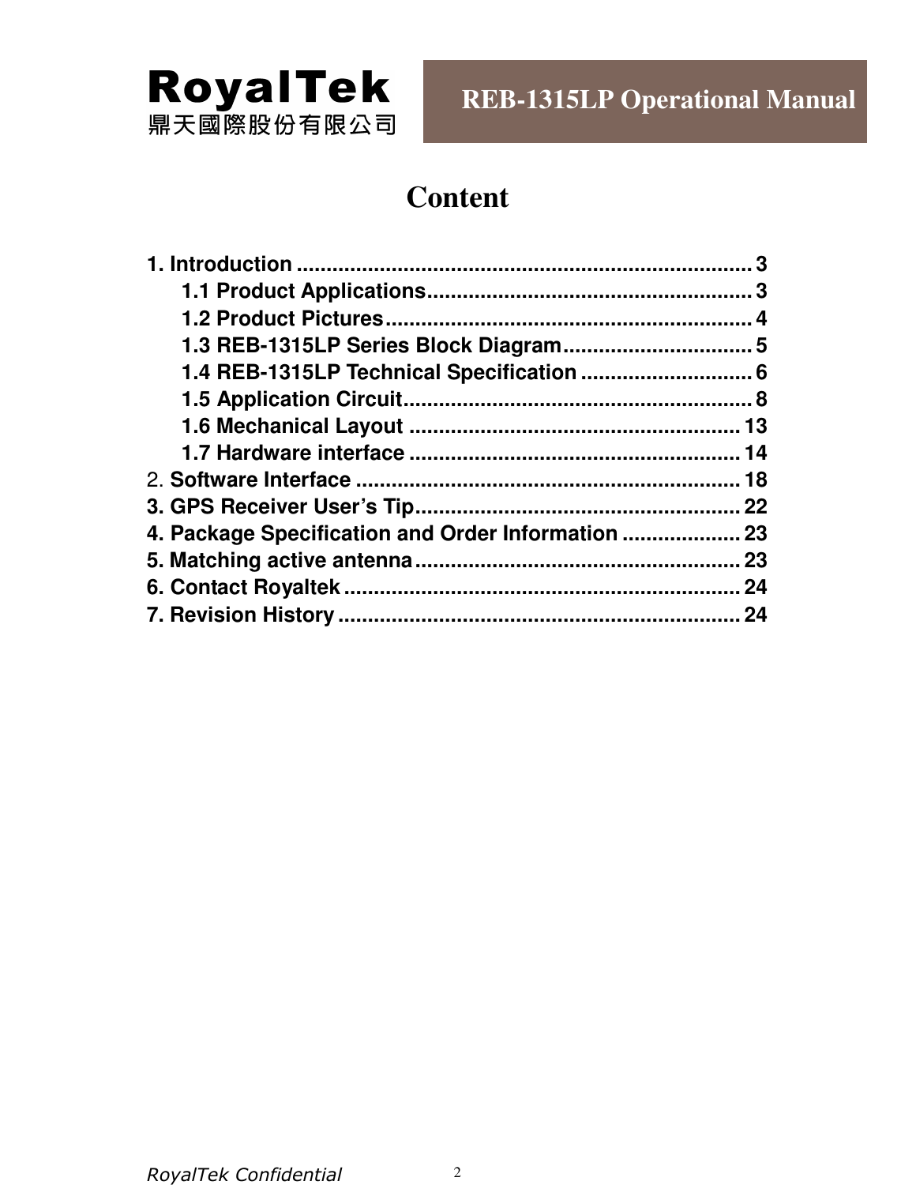# Content

**1. Introduction** .......................................................................... 3

- **1.1 Product Applications** ...................................................... 3
- **1.2 Product Pictures** ............................................................. 4
- **1.3 REB-1315LP Series Block Diagram** ................................ 5
- **1.4 REB-1315LP Technical Specification** ............................. 6
- **1.5 Application Circuit** .......................................................... 8
- **1.6 Mechanical Layout** ......................................................... 13
- **1.7 Hardware interface** ......................................................... 14

2. **Software Interface** ................................................................ 18

**3. GPS Receiver User's Tip** ....................................................... 22

**4. Package Specification and Order Information** .................... 23

**5. Matching active antenna** ....................................................... 23

**6. Contact Royaltek** ................................................................... 24

**7. Revision History** .................................................................... 24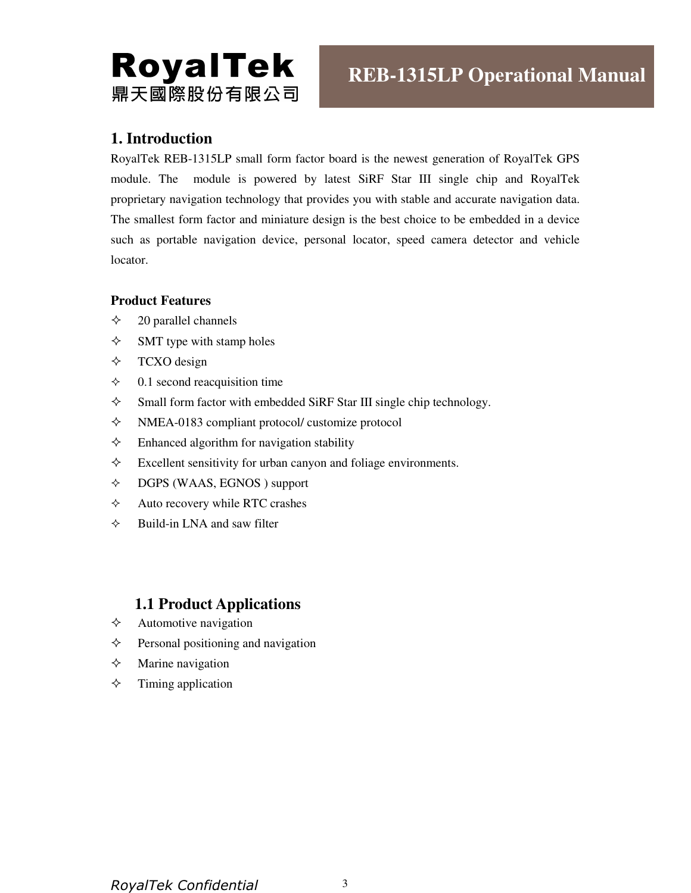# 1. Introduction

RoyalTek REB-1315LP small form factor board is the newest generation of RoyalTek GPS module. The module is powered by latest SiRF Star III single chip and RoyalTek proprietary navigation technology that provides you with stable and accurate navigation data. The smallest form factor and miniature design is the best choice to be embedded in a device such as portable navigation device, personal locator, speed camera detector and vehicle locator.

**Product Features**

- 20 parallel channels
- SMT type with stamp holes
- TCXO design
- 0.1 second reacquisition time
- Small form factor with embedded SiRF Star III single chip technology.
- NMEA-0183 compliant protocol/ customize protocol
- Enhanced algorithm for navigation stability
- Excellent sensitivity for urban canyon and foliage environments.
- DGPS (WAAS, EGNOS ) support
- Auto recovery while RTC crashes
- Build-in LNA and saw filter

## 1.1 Product Applications

- Automotive navigation
- Personal positioning and navigation
- Marine navigation
- Timing application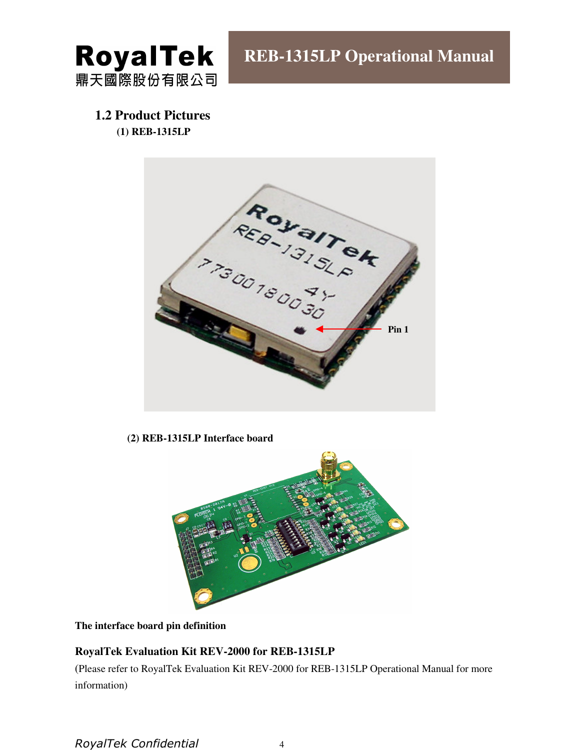## 1.2 Product Pictures

**(1) REB-1315LP**

Pin 1

**(2) REB-1315LP Interface board**

**The interface board pin definition**

**RoyalTek Evaluation Kit REV-2000 for REB-1315LP**

(Please refer to RoyalTek Evaluation Kit REV-2000 for REB-1315LP Operational Manual for more information)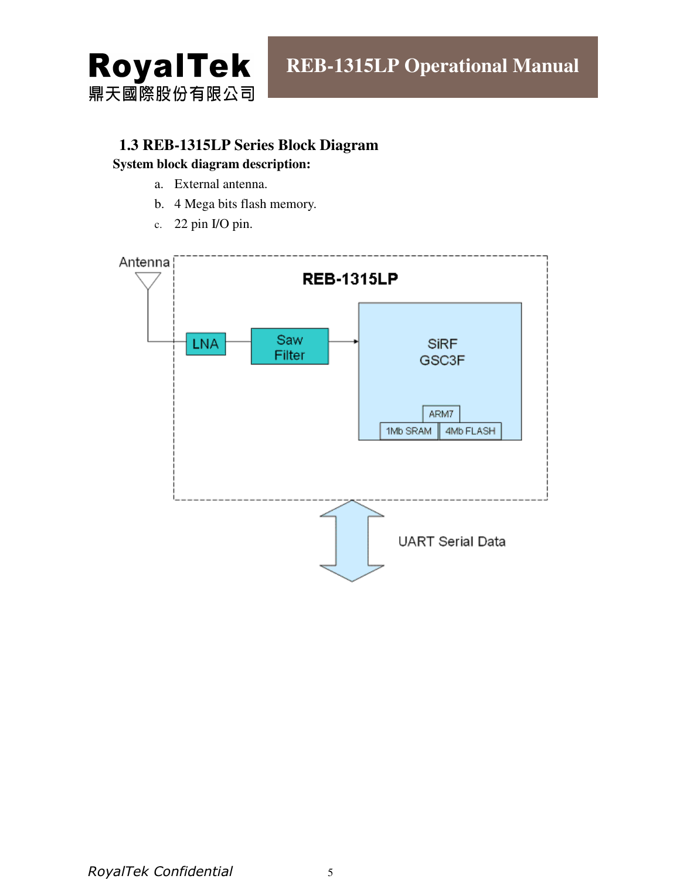## 1.3 REB-1315LP Series Block Diagram

**System block diagram description:**

a. External antenna.

b. 4 Mega bits flash memory.

c. 22 pin I/O pin.

Antenna

REB-1315LP

LNA

Saw Filter

SiRF GSC3F

ARM7

1Mb SRAM

4Mb FLASH

UART Serial Data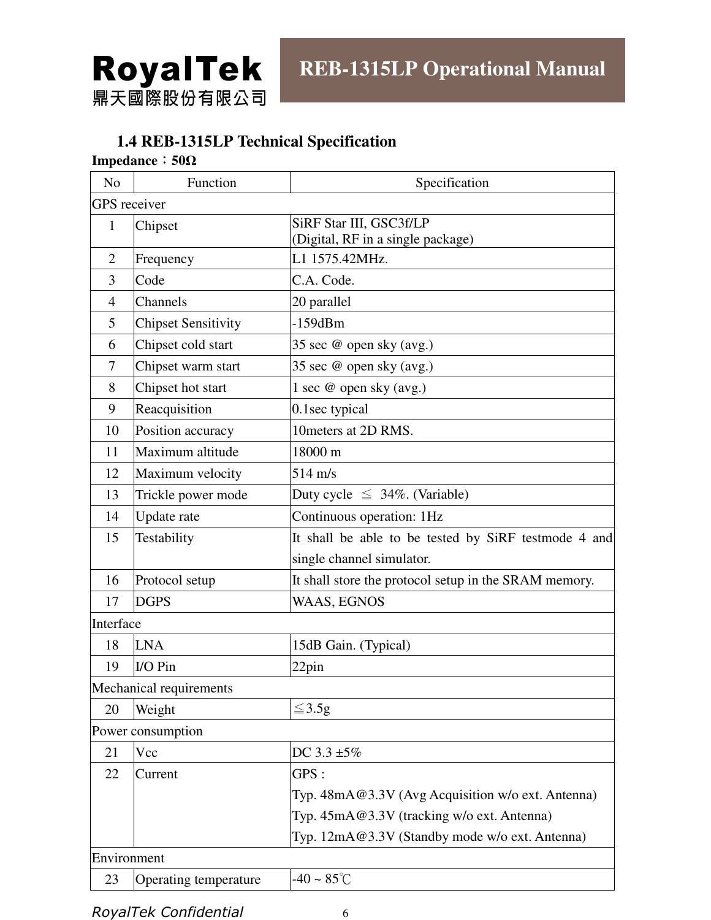## 1.4 REB-1315LP Technical Specification

**Impedance：50Ω**

| No | Function | Specification |
|---|---|---|
| GPS receiver | | |
| 1 | Chipset | SiRF Star III, GSC3f/LP<br>(Digital, RF in a single package) |
| 2 | Frequency | L1 1575.42MHz. |
| 3 | Code | C.A. Code. |
| 4 | Channels | 20 parallel |
| 5 | Chipset Sensitivity | -159dBm |
| 6 | Chipset cold start | 35 sec @ open sky (avg.) |
| 7 | Chipset warm start | 35 sec @ open sky (avg.) |
| 8 | Chipset hot start | 1 sec @ open sky (avg.) |
| 9 | Reacquisition | 0.1sec typical |
| 10 | Position accuracy | 10meters at 2D RMS. |
| 11 | Maximum altitude | 18000 m |
| 12 | Maximum velocity | 514 m/s |
| 13 | Trickle power mode | Duty cycle ≦ 34%. (Variable) |
| 14 | Update rate | Continuous operation: 1Hz |
| 15 | Testability | It shall be able to be tested by SiRF testmode 4 and single channel simulator. |
| 16 | Protocol setup | It shall store the protocol setup in the SRAM memory. |
| 17 | DGPS | WAAS, EGNOS |
| Interface | | |
| 18 | LNA | 15dB Gain. (Typical) |
| 19 | I/O Pin | 22pin |
| Mechanical requirements | | |
| 20 | Weight | ≦3.5g |
| Power consumption | | |
| 21 | Vcc | DC 3.3 ±5% |
| 22 | Current | GPS :<br>Typ. 48mA@3.3V (Avg Acquisition w/o ext. Antenna)<br>Typ. 45mA@3.3V (tracking w/o ext. Antenna)<br>Typ. 12mA@3.3V (Standby mode w/o ext. Antenna) |
| Environment | | |
| 23 | Operating temperature | -40 ~ 85℃ |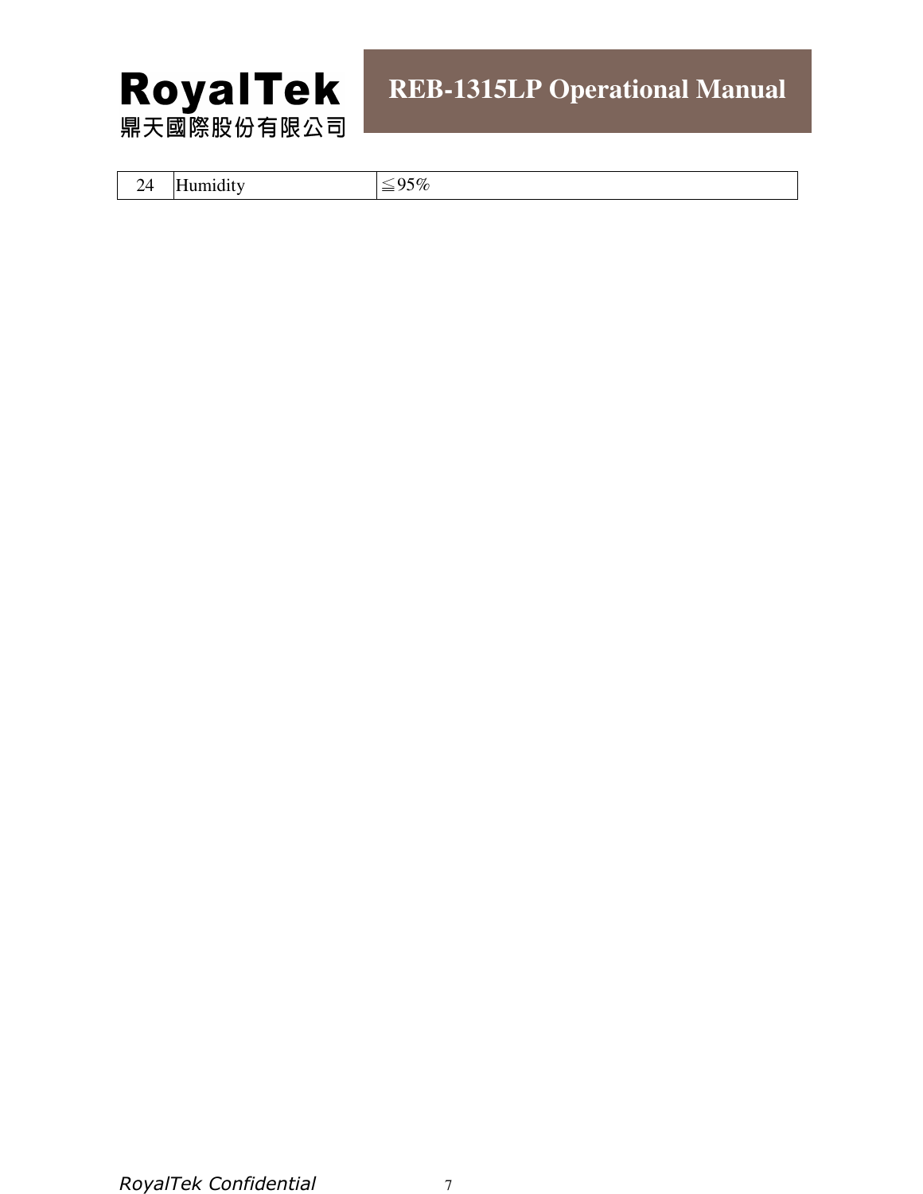| 24 | Humidity | ≦95% |
|---|---|---|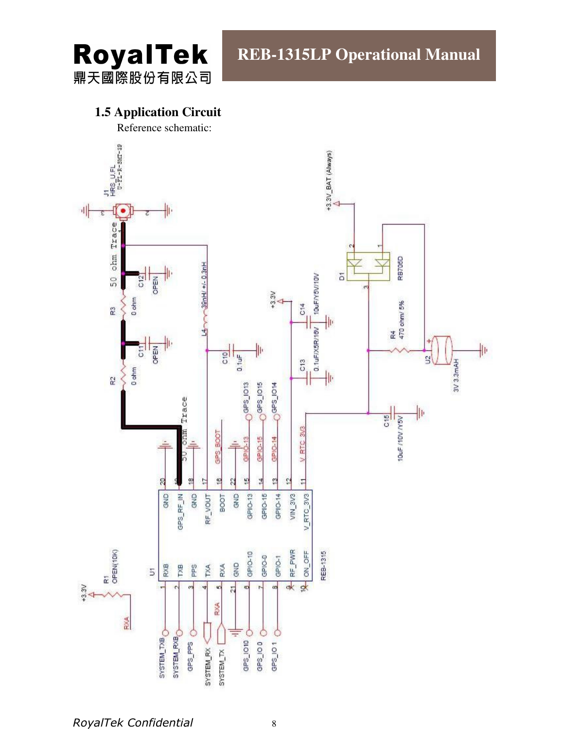## 1.5 Application Circuit

Reference schematic: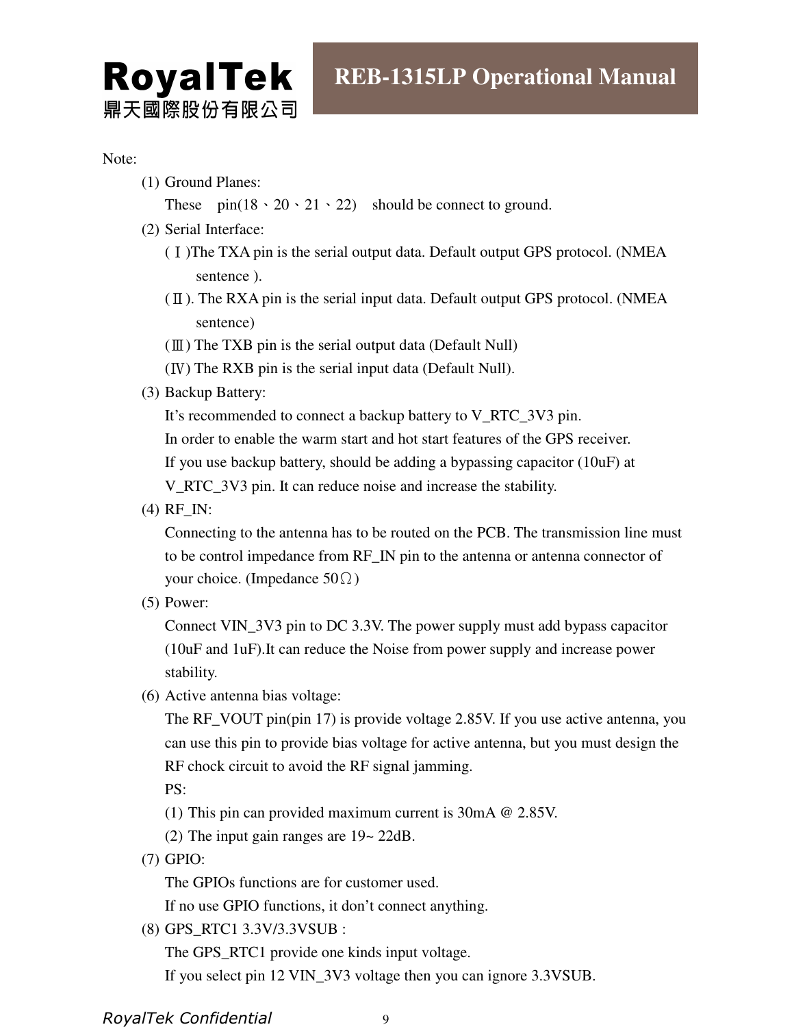Note:

(1) Ground Planes:
These pin(18、20、21、22) should be connect to ground.

(2) Serial Interface:
(Ⅰ)The TXA pin is the serial output data. Default output GPS protocol. (NMEA sentence ).
(Ⅱ). The RXA pin is the serial input data. Default output GPS protocol. (NMEA sentence)
(Ⅲ) The TXB pin is the serial output data (Default Null)
(Ⅳ) The RXB pin is the serial input data (Default Null).

(3) Backup Battery:
It's recommended to connect a backup battery to V_RTC_3V3 pin.
In order to enable the warm start and hot start features of the GPS receiver.
If you use backup battery, should be adding a bypassing capacitor (10uF) at V_RTC_3V3 pin. It can reduce noise and increase the stability.

(4) RF_IN:
Connecting to the antenna has to be routed on the PCB. The transmission line must to be control impedance from RF_IN pin to the antenna or antenna connector of your choice. (Impedance 50Ω)

(5) Power:
Connect VIN_3V3 pin to DC 3.3V. The power supply must add bypass capacitor (10uF and 1uF).It can reduce the Noise from power supply and increase power stability.

(6) Active antenna bias voltage:
The RF_VOUT pin(pin 17) is provide voltage 2.85V. If you use active antenna, you can use this pin to provide bias voltage for active antenna, but you must design the RF chock circuit to avoid the RF signal jamming.
PS:
(1) This pin can provided maximum current is 30mA @ 2.85V.
(2) The input gain ranges are 19~ 22dB.

(7) GPIO:
The GPIOs functions are for customer used.
If no use GPIO functions, it don't connect anything.

(8) GPS_RTC1 3.3V/3.3VSUB :
The GPS_RTC1 provide one kinds input voltage.
If you select pin 12 VIN_3V3 voltage then you can ignore 3.3VSUB.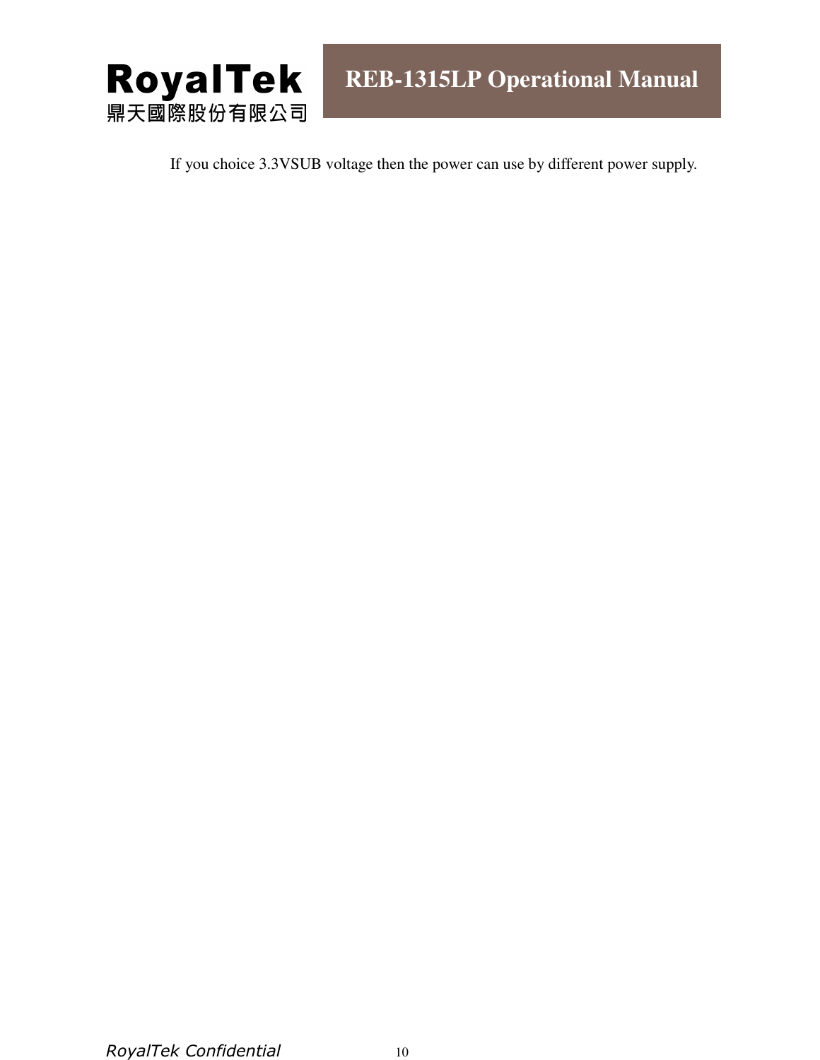If you choice 3.3VSUB voltage then the power can use by different power supply.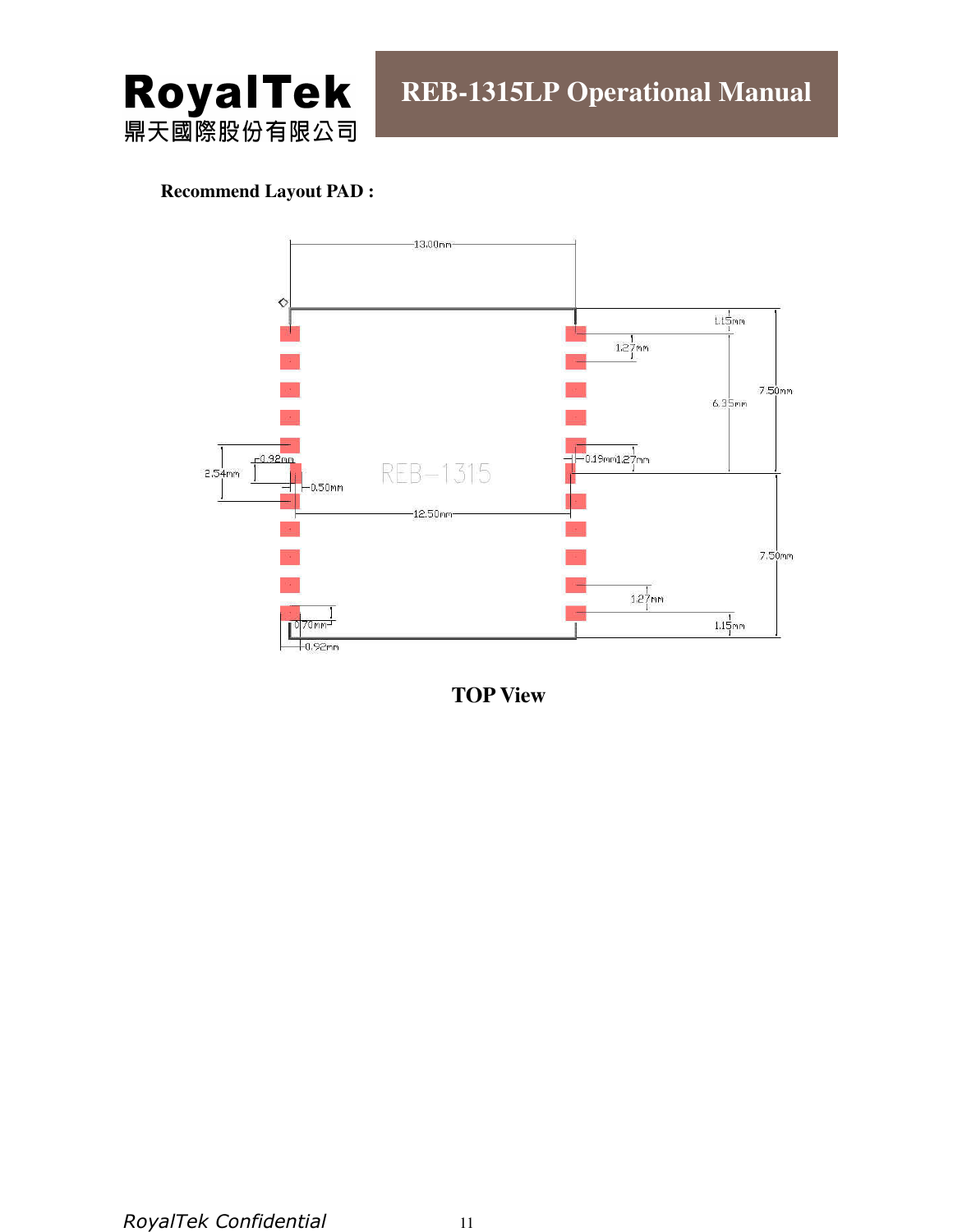**Recommend Layout PAD :**

**TOP View**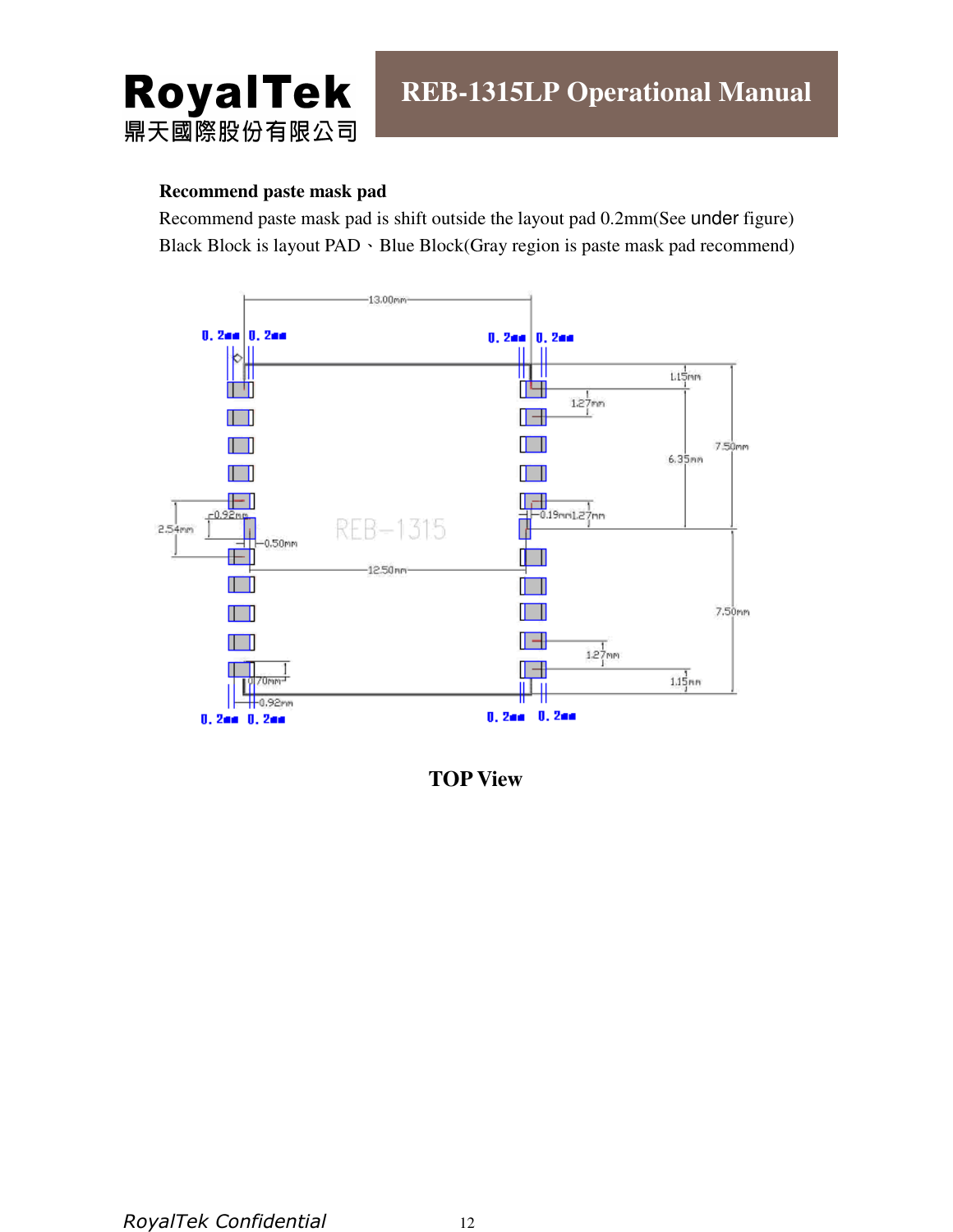**Recommend paste mask pad**

Recommend paste mask pad is shift outside the layout pad 0.2mm(See under figure)

Black Block is layout PAD 、Blue Block(Gray region is paste mask pad recommend)

**TOP View**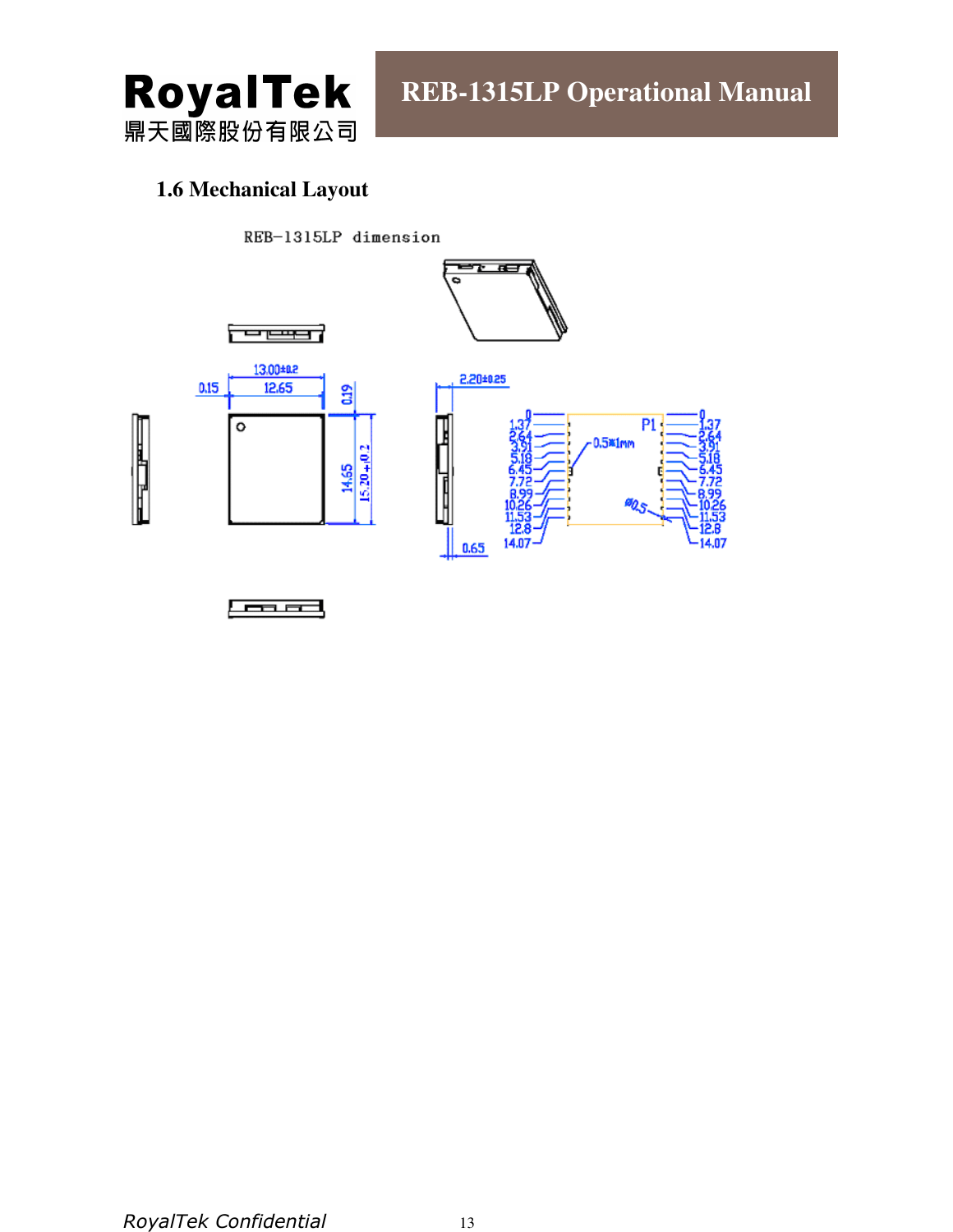## 1.6 Mechanical Layout

REB-1315LP dimension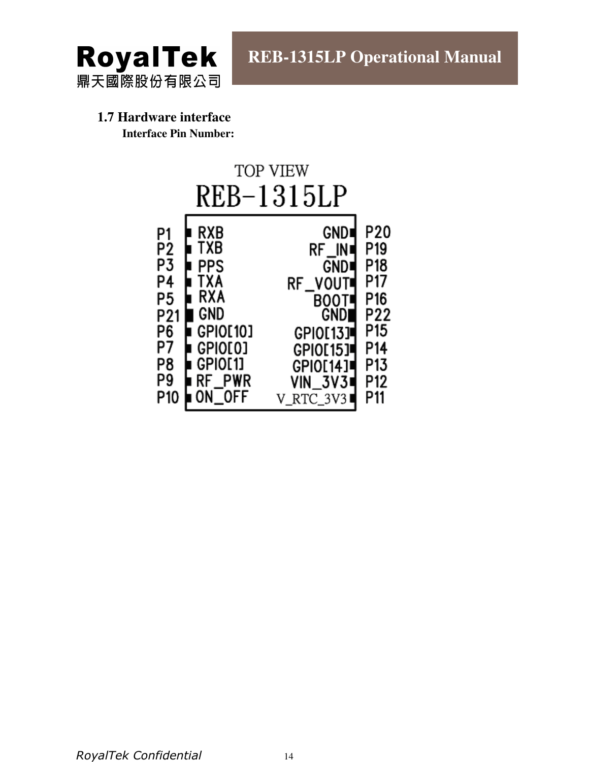## 1.7 Hardware interface

**Interface Pin Number:**

TOP VIEW

REB-1315LP

| Pin | Signal | Signal | Pin |
|---|---|---|---|
| P1 | RXB | GND | P20 |
| P2 | TXB | RF_IN | P19 |
| P3 | PPS | GND | P18 |
| P4 | TXA | RF_VOUT | P17 |
| P5 | RXA | BOOT | P16 |
| P21 | GND | GND | P22 |
| P6 | GPIO[10] | GPIO[13] | P15 |
| P7 | GPIO[0] | GPIO[15] | P14 |
| P8 | GPIO[1] | GPIO[14] | P13 |
| P9 | RF_PWR | VIN_3V3 | P12 |
| P10 | ON_OFF | V_RTC_3V3 | P11 |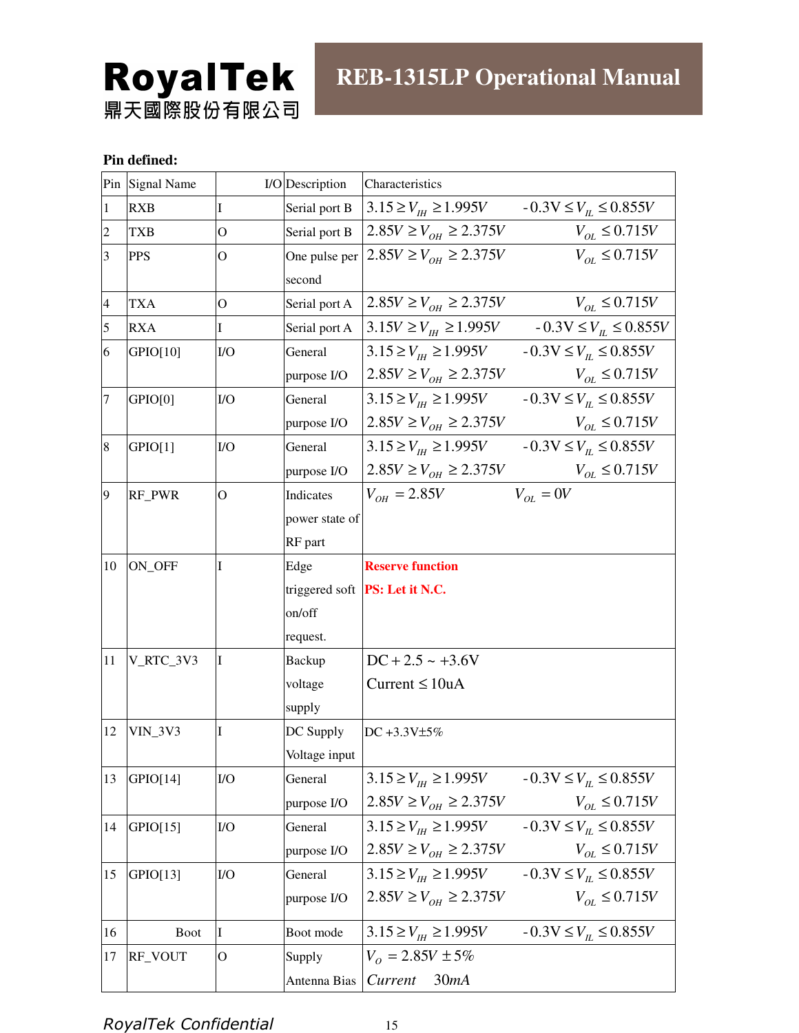**Pin defined:**

| Pin | Signal Name | I/O | Description | Characteristics |
|---|---|---|---|---|
| 1 | RXB | I | Serial port B | $3.15 \geq V_{IH} \geq 1.995V$ $-0.3V \leq V_{IL} \leq 0.855V$ |
| 2 | TXB | O | Serial port B | $2.85V \geq V_{OH} \geq 2.375V$ $V_{OL} \leq 0.715V$ |
| 3 | PPS | O | One pulse per second | $2.85V \geq V_{OH} \geq 2.375V$ $V_{OL} \leq 0.715V$ |
| 4 | TXA | O | Serial port A | $2.85V \geq V_{OH} \geq 2.375V$ $V_{OL} \leq 0.715V$ |
| 5 | RXA | I | Serial port A | $3.15V \geq V_{IH} \geq 1.995V$ $-0.3V \leq V_{IL} \leq 0.855V$ |
| 6 | GPIO[10] | I/O | General purpose I/O | $3.15 \geq V_{IH} \geq 1.995V$ $-0.3V \leq V_{IL} \leq 0.855V$<br>$2.85V \geq V_{OH} \geq 2.375V$ $V_{OL} \leq 0.715V$ |
| 7 | GPIO[0] | I/O | General purpose I/O | $3.15 \geq V_{IH} \geq 1.995V$ $-0.3V \leq V_{IL} \leq 0.855V$<br>$2.85V \geq V_{OH} \geq 2.375V$ $V_{OL} \leq 0.715V$ |
| 8 | GPIO[1] | I/O | General purpose I/O | $3.15 \geq V_{IH} \geq 1.995V$ $-0.3V \leq V_{IL} \leq 0.855V$<br>$2.85V \geq V_{OH} \geq 2.375V$ $V_{OL} \leq 0.715V$ |
| 9 | RF_PWR | O | Indicates power state of RF part | $V_{OH} = 2.85V$ $V_{OL} = 0V$ |
| 10 | ON_OFF | I | Edge triggered soft on/off request. | **Reserve function**<br>**PS: Let it N.C.** |
| 11 | V_RTC_3V3 | I | Backup voltage supply | DC +2.5 ~ +3.6V<br>Current $\leq$ 10uA |
| 12 | VIN_3V3 | I | DC Supply Voltage input | DC +3.3V±5% |
| 13 | GPIO[14] | I/O | General purpose I/O | $3.15 \geq V_{IH} \geq 1.995V$ $-0.3V \leq V_{IL} \leq 0.855V$<br>$2.85V \geq V_{OH} \geq 2.375V$ $V_{OL} \leq 0.715V$ |
| 14 | GPIO[15] | I/O | General purpose I/O | $3.15 \geq V_{IH} \geq 1.995V$ $-0.3V \leq V_{IL} \leq 0.855V$<br>$2.85V \geq V_{OH} \geq 2.375V$ $V_{OL} \leq 0.715V$ |
| 15 | GPIO[13] | I/O | General purpose I/O | $3.15 \geq V_{IH} \geq 1.995V$ $-0.3V \leq V_{IL} \leq 0.855V$<br>$2.85V \geq V_{OH} \geq 2.375V$ $V_{OL} \leq 0.715V$ |
| 16 | Boot | I | Boot mode | $3.15 \geq V_{IH} \geq 1.995V$ $-0.3V \leq V_{IL} \leq 0.855V$ |
| 17 | RF_VOUT | O | Supply Antenna Bias | $V_O = 2.85V \pm 5\%$<br>*Current* 30*mA* |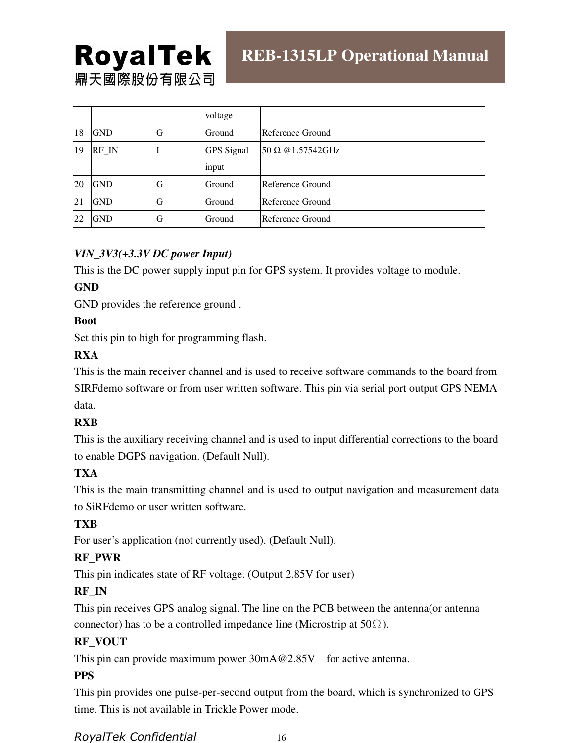| | | | voltage | |
|---|---|---|---|---|
| 18 | GND | G | Ground | Reference Ground |
| 19 | RF_IN | I | GPS Signal input | 50 Ω @1.57542GHz |
| 20 | GND | G | Ground | Reference Ground |
| 21 | GND | G | Ground | Reference Ground |
| 22 | GND | G | Ground | Reference Ground |

***VIN_3V3(+3.3V DC power Input)***

This is the DC power supply input pin for GPS system. It provides voltage to module.

**GND**

GND provides the reference ground .

**Boot**

Set this pin to high for programming flash.

**RXA**

This is the main receiver channel and is used to receive software commands to the board from SIRFdemo software or from user written software. This pin via serial port output GPS NEMA data.

**RXB**

This is the auxiliary receiving channel and is used to input differential corrections to the board to enable DGPS navigation. (Default Null).

**TXA**

This is the main transmitting channel and is used to output navigation and measurement data to SiRFdemo or user written software.

**TXB**

For user's application (not currently used). (Default Null).

**RF_PWR**

This pin indicates state of RF voltage. (Output 2.85V for user)

**RF_IN**

This pin receives GPS analog signal. The line on the PCB between the antenna(or antenna connector) has to be a controlled impedance line (Microstrip at 50Ω).

**RF_VOUT**

This pin can provide maximum power 30mA@2.85V for active antenna.

**PPS**

This pin provides one pulse-per-second output from the board, which is synchronized to GPS time. This is not available in Trickle Power mode.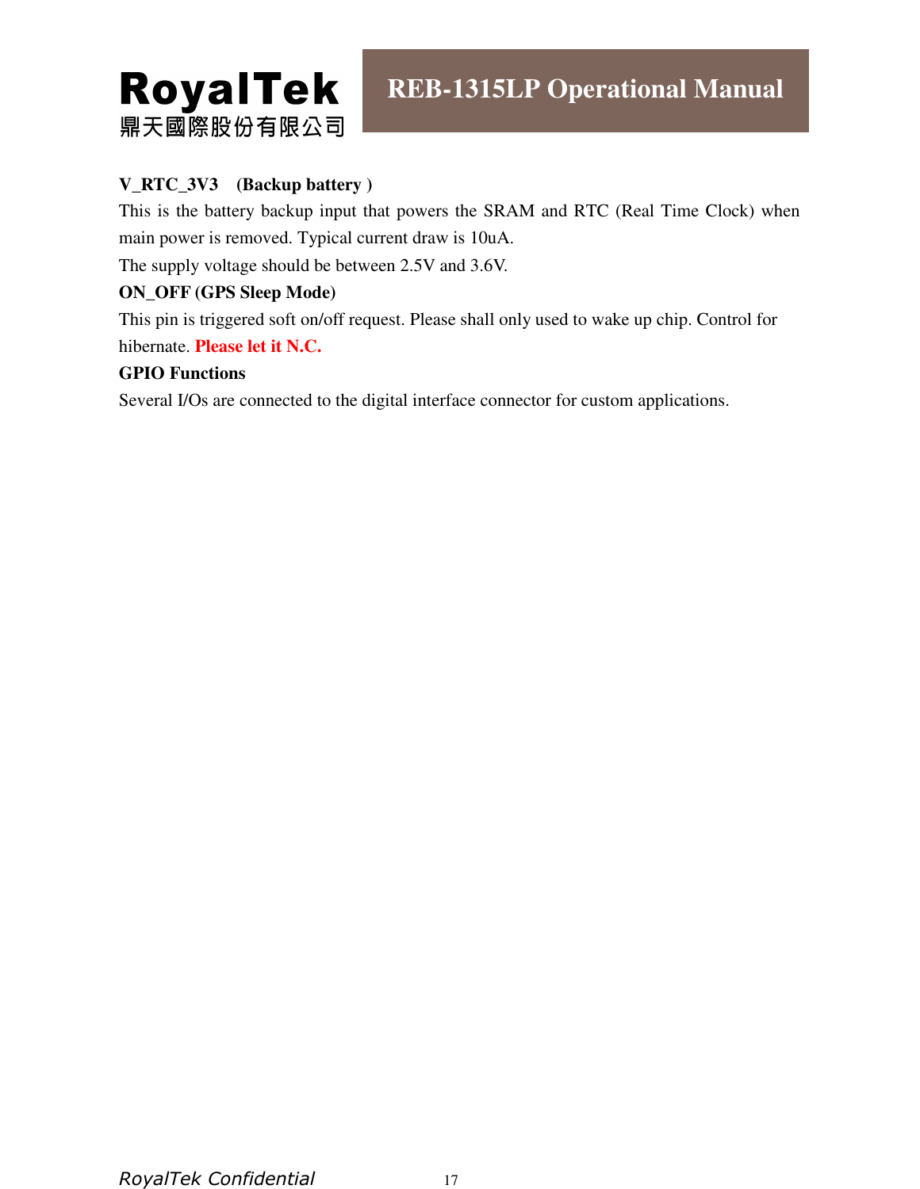**V_RTC_3V3 (Backup battery )**

This is the battery backup input that powers the SRAM and RTC (Real Time Clock) when main power is removed. Typical current draw is 10uA.

The supply voltage should be between 2.5V and 3.6V.

**ON_OFF (GPS Sleep Mode)**

This pin is triggered soft on/off request. Please shall only used to wake up chip. Control for hibernate. **Please let it N.C.**

**GPIO Functions**

Several I/Os are connected to the digital interface connector for custom applications.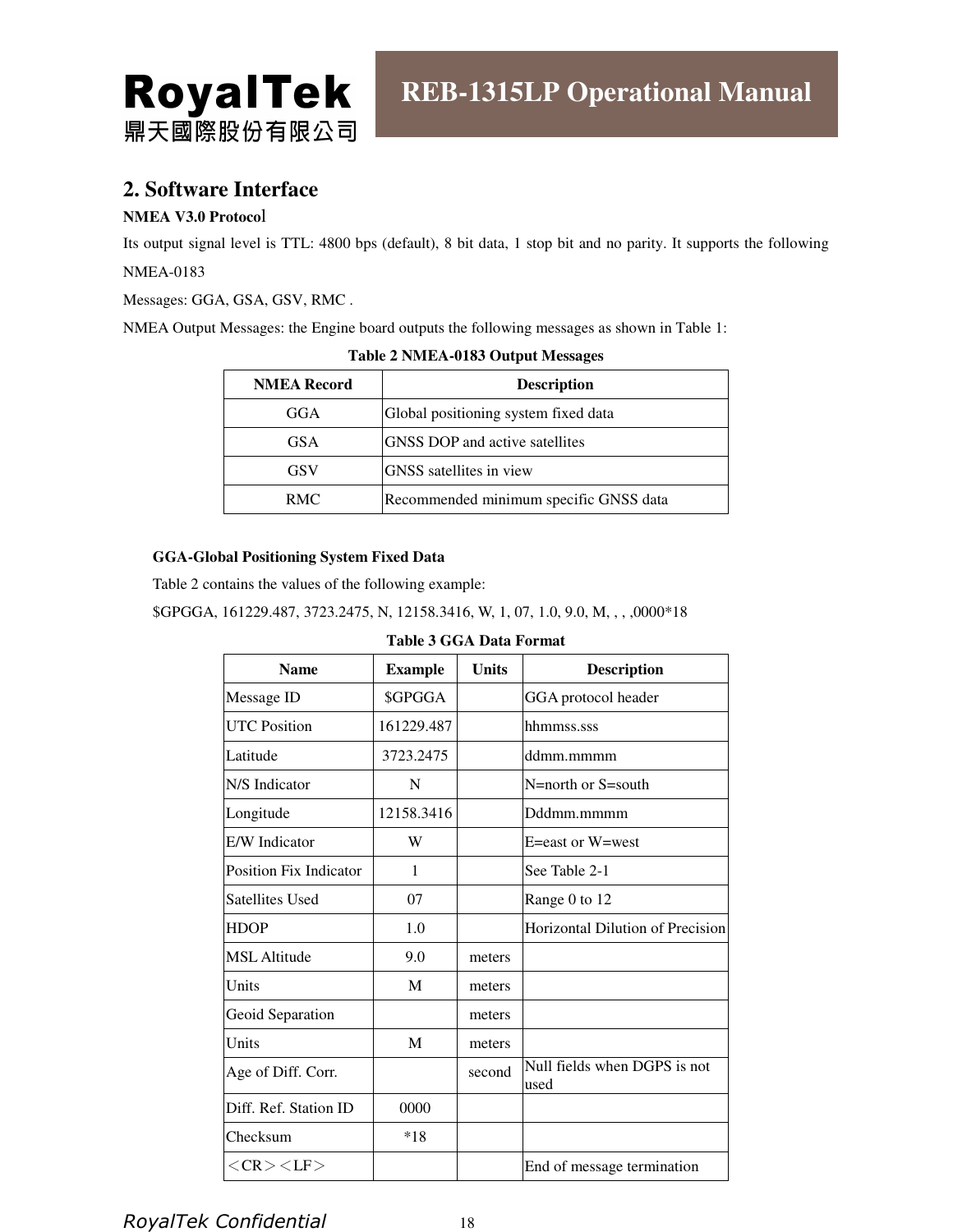## 2. Software Interface

**NMEA V3.0 Protocol**

Its output signal level is TTL: 4800 bps (default), 8 bit data, 1 stop bit and no parity. It supports the following NMEA-0183

Messages: GGA, GSA, GSV, RMC .

NMEA Output Messages: the Engine board outputs the following messages as shown in Table 1:

**Table 2 NMEA-0183 Output Messages**

| NMEA Record | Description |
|---|---|
| GGA | Global positioning system fixed data |
| GSA | GNSS DOP and active satellites |
| GSV | GNSS satellites in view |
| RMC | Recommended minimum specific GNSS data |

**GGA-Global Positioning System Fixed Data**

Table 2 contains the values of the following example:

$GPGGA, 161229.487, 3723.2475, N, 12158.3416, W, 1, 07, 1.0, 9.0, M, , , ,0000*18

**Table 3 GGA Data Format**

| Name | Example | Units | Description |
|---|---|---|---|
| Message ID | $GPGGA | | GGA protocol header |
| UTC Position | 161229.487 | | hhmmss.sss |
| Latitude | 3723.2475 | | ddmm.mmmm |
| N/S Indicator | N | | N=north or S=south |
| Longitude | 12158.3416 | | Dddmm.mmmm |
| E/W Indicator | W | | E=east or W=west |
| Position Fix Indicator | 1 | | See Table 2-1 |
| Satellites Used | 07 | | Range 0 to 12 |
| HDOP | 1.0 | | Horizontal Dilution of Precision |
| MSL Altitude | 9.0 | meters | |
| Units | M | meters | |
| Geoid Separation | | meters | |
| Units | M | meters | |
| Age of Diff. Corr. | | second | Null fields when DGPS is not used |
| Diff. Ref. Station ID | 0000 | | |
| Checksum | *18 | | |
| ＜CR＞＜LF＞ | | | End of message termination |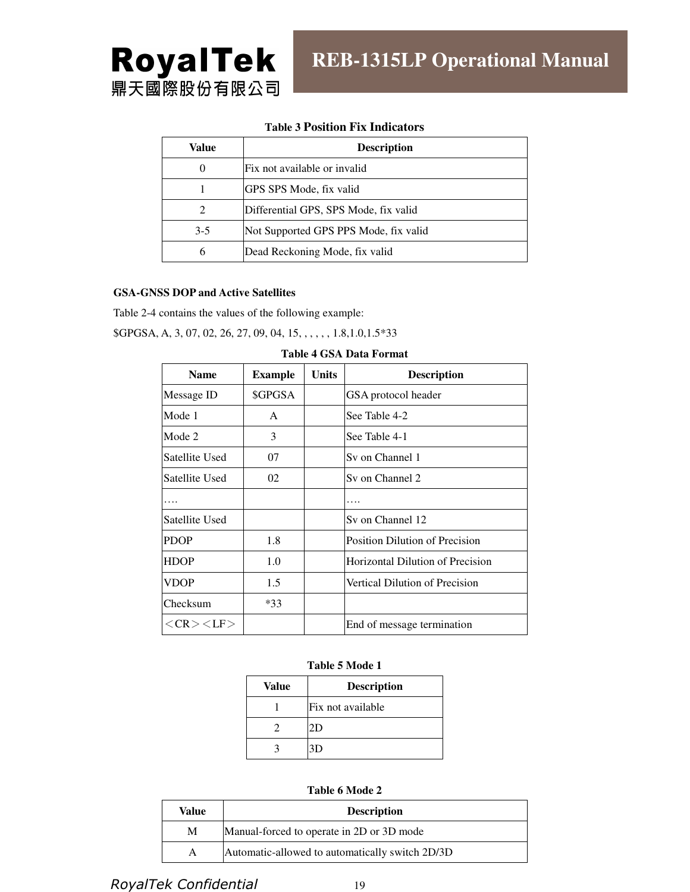**Table 3 Position Fix Indicators**

| Value | Description |
| --- | --- |
| 0 | Fix not available or invalid |
| 1 | GPS SPS Mode, fix valid |
| 2 | Differential GPS, SPS Mode, fix valid |
| 3-5 | Not Supported GPS PPS Mode, fix valid |
| 6 | Dead Reckoning Mode, fix valid |

**GSA-GNSS DOP and Active Satellites**

Table 2-4 contains the values of the following example:

$GPGSA, A, 3, 07, 02, 26, 27, 09, 04, 15, , , , , , 1.8,1.0,1.5*33

**Table 4 GSA Data Format**

| Name | Example | Units | Description |
| --- | --- | --- | --- |
| Message ID | $GPGSA | | GSA protocol header |
| Mode 1 | A | | See Table 4-2 |
| Mode 2 | 3 | | See Table 4-1 |
| Satellite Used | 07 | | Sv on Channel 1 |
| Satellite Used | 02 | | Sv on Channel 2 |
| …. | | | …. |
| Satellite Used | | | Sv on Channel 12 |
| PDOP | 1.8 | | Position Dilution of Precision |
| HDOP | 1.0 | | Horizontal Dilution of Precision |
| VDOP | 1.5 | | Vertical Dilution of Precision |
| Checksum | *33 | | |
| ＜CR＞＜LF＞ | | | End of message termination |

**Table 5 Mode 1**

| Value | Description |
| --- | --- |
| 1 | Fix not available |
| 2 | 2D |
| 3 | 3D |

**Table 6 Mode 2**

| Value | Description |
| --- | --- |
| M | Manual-forced to operate in 2D or 3D mode |
| A | Automatic-allowed to automatically switch 2D/3D |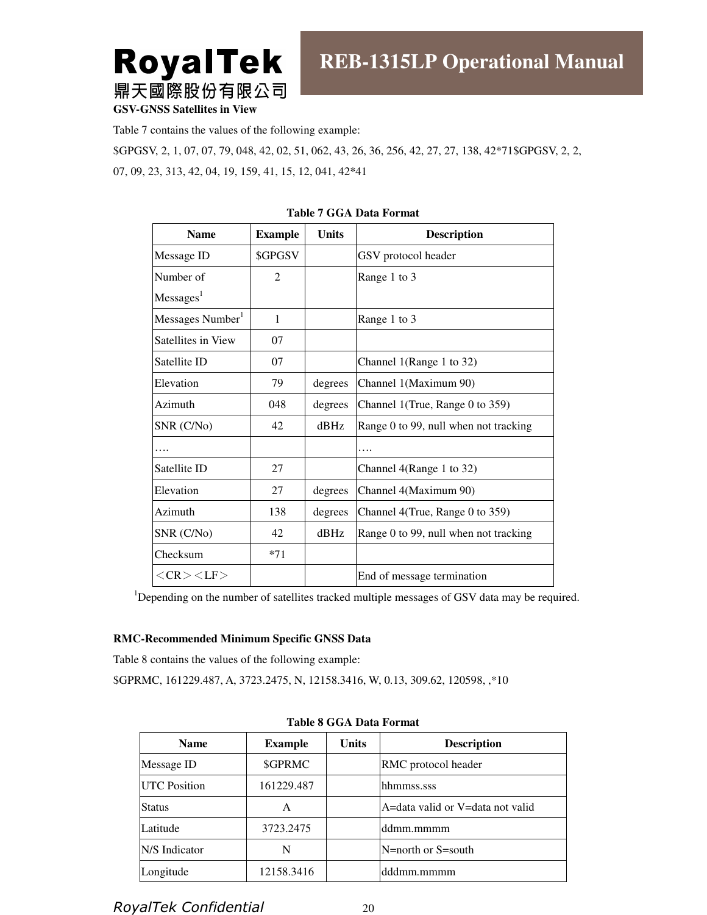**GSV-GNSS Satellites in View**

Table 7 contains the values of the following example:

$GPGSV, 2, 1, 07, 07, 79, 048, 42, 02, 51, 062, 43, 26, 36, 256, 42, 27, 27, 138, 42*71$GPGSV, 2, 2, 07, 09, 23, 313, 42, 04, 19, 159, 41, 15, 12, 041, 42*41

**Table 7 GGA Data Format**

| Name | Example | Units | Description |
|---|---|---|---|
| Message ID | $GPGSV | | GSV protocol header |
| Number of Messages[1] | 2 | | Range 1 to 3 |
| Messages Number[1] | 1 | | Range 1 to 3 |
| Satellites in View | 07 | | |
| Satellite ID | 07 | | Channel 1(Range 1 to 32) |
| Elevation | 79 | degrees | Channel 1(Maximum 90) |
| Azimuth | 048 | degrees | Channel 1(True, Range 0 to 359) |
| SNR (C/No) | 42 | dBHz | Range 0 to 99, null when not tracking |
| …. | | | …. |
| Satellite ID | 27 | | Channel 4(Range 1 to 32) |
| Elevation | 27 | degrees | Channel 4(Maximum 90) |
| Azimuth | 138 | degrees | Channel 4(True, Range 0 to 359) |
| SNR (C/No) | 42 | dBHz | Range 0 to 99, null when not tracking |
| Checksum | *71 | | |
| ＜CR＞＜LF＞ | | | End of message termination |

[1]Depending on the number of satellites tracked multiple messages of GSV data may be required.

**RMC-Recommended Minimum Specific GNSS Data**

Table 8 contains the values of the following example:

$GPRMC, 161229.487, A, 3723.2475, N, 12158.3416, W, 0.13, 309.62, 120598, ,*10

**Table 8 GGA Data Format**

| Name | Example | Units | Description |
|---|---|---|---|
| Message ID | $GPRMC | | RMC protocol header |
| UTC Position | 161229.487 | | hhmmss.sss |
| Status | A | | A=data valid or V=data not valid |
| Latitude | 3723.2475 | | ddmm.mmmm |
| N/S Indicator | N | | N=north or S=south |
| Longitude | 12158.3416 | | dddmm.mmmm |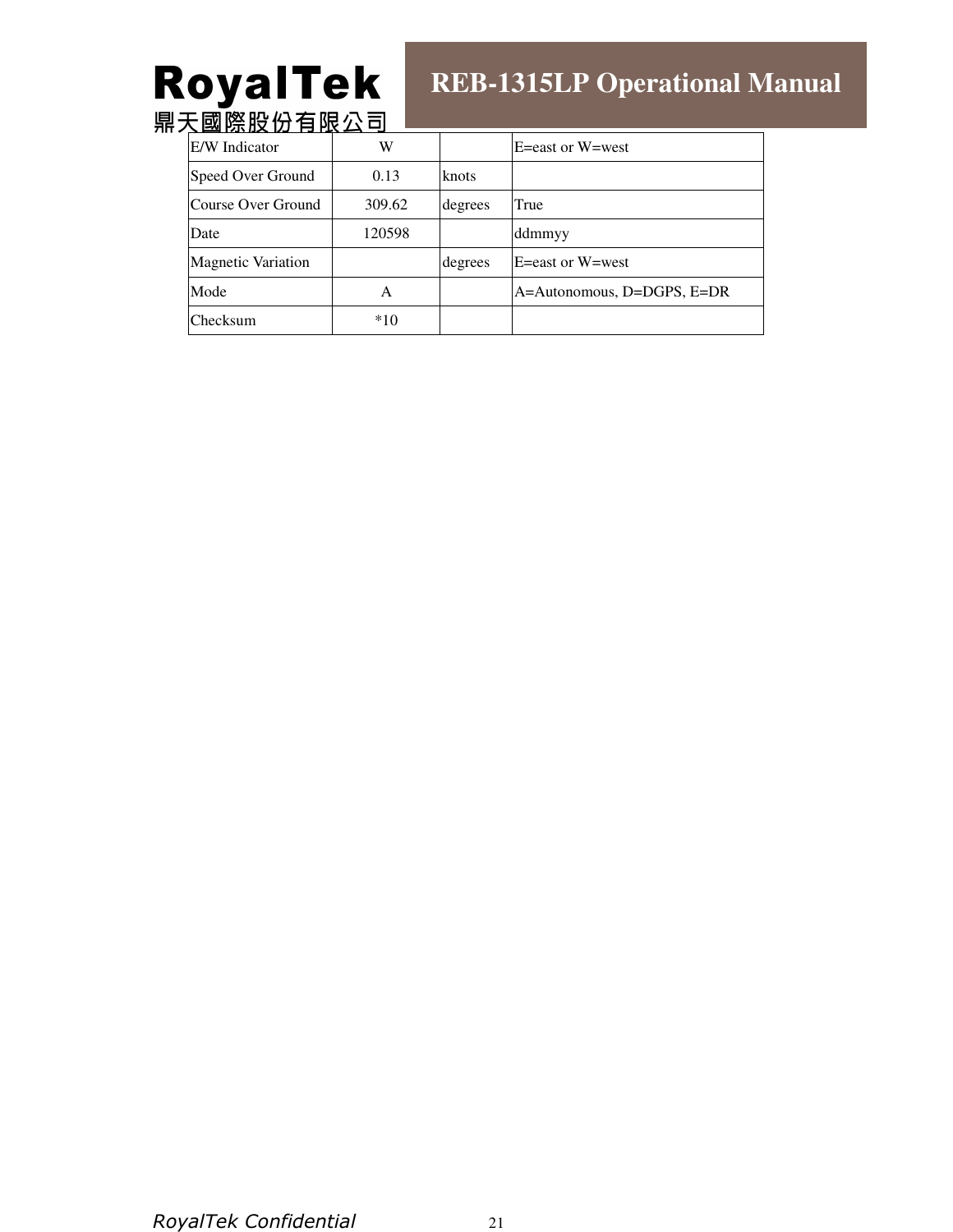| E/W Indicator | W | | E=east or W=west |
|---|---|---|---|
| Speed Over Ground | 0.13 | knots | |
| Course Over Ground | 309.62 | degrees | True |
| Date | 120598 | | ddmmyy |
| Magnetic Variation | | degrees | E=east or W=west |
| Mode | A | | A=Autonomous, D=DGPS, E=DR |
| Checksum | *10 | | |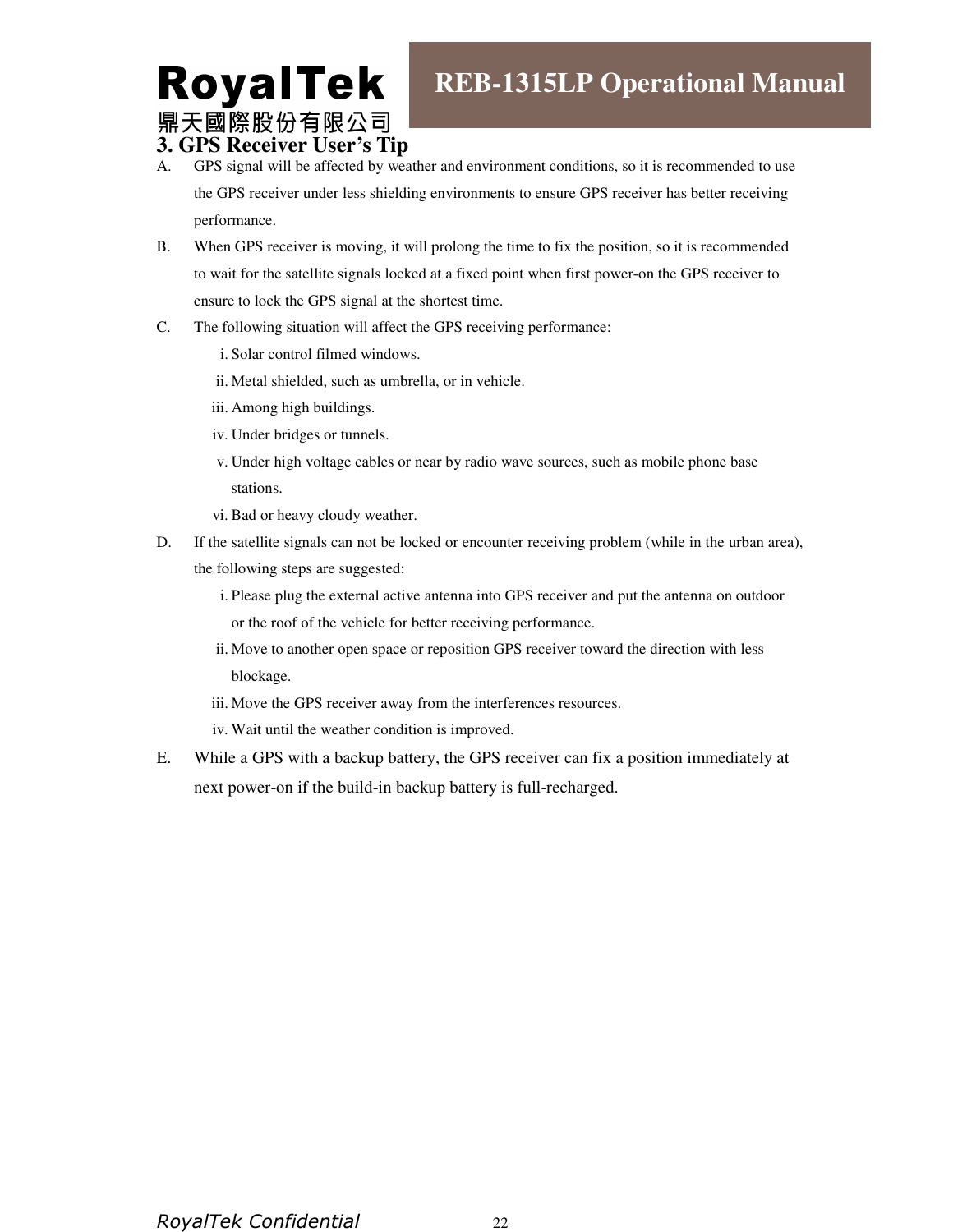## 3. GPS Receiver User's Tip

A. GPS signal will be affected by weather and environment conditions, so it is recommended to use the GPS receiver under less shielding environments to ensure GPS receiver has better receiving performance.

B. When GPS receiver is moving, it will prolong the time to fix the position, so it is recommended to wait for the satellite signals locked at a fixed point when first power-on the GPS receiver to ensure to lock the GPS signal at the shortest time.

C. The following situation will affect the GPS receiving performance:

   i. Solar control filmed windows.
   ii. Metal shielded, such as umbrella, or in vehicle.
   iii. Among high buildings.
   iv. Under bridges or tunnels.
   v. Under high voltage cables or near by radio wave sources, such as mobile phone base stations.
   vi. Bad or heavy cloudy weather.

D. If the satellite signals can not be locked or encounter receiving problem (while in the urban area), the following steps are suggested:

   i. Please plug the external active antenna into GPS receiver and put the antenna on outdoor or the roof of the vehicle for better receiving performance.
   ii. Move to another open space or reposition GPS receiver toward the direction with less blockage.
   iii. Move the GPS receiver away from the interferences resources.
   iv. Wait until the weather condition is improved.

E. While a GPS with a backup battery, the GPS receiver can fix a position immediately at next power-on if the build-in backup battery is full-recharged.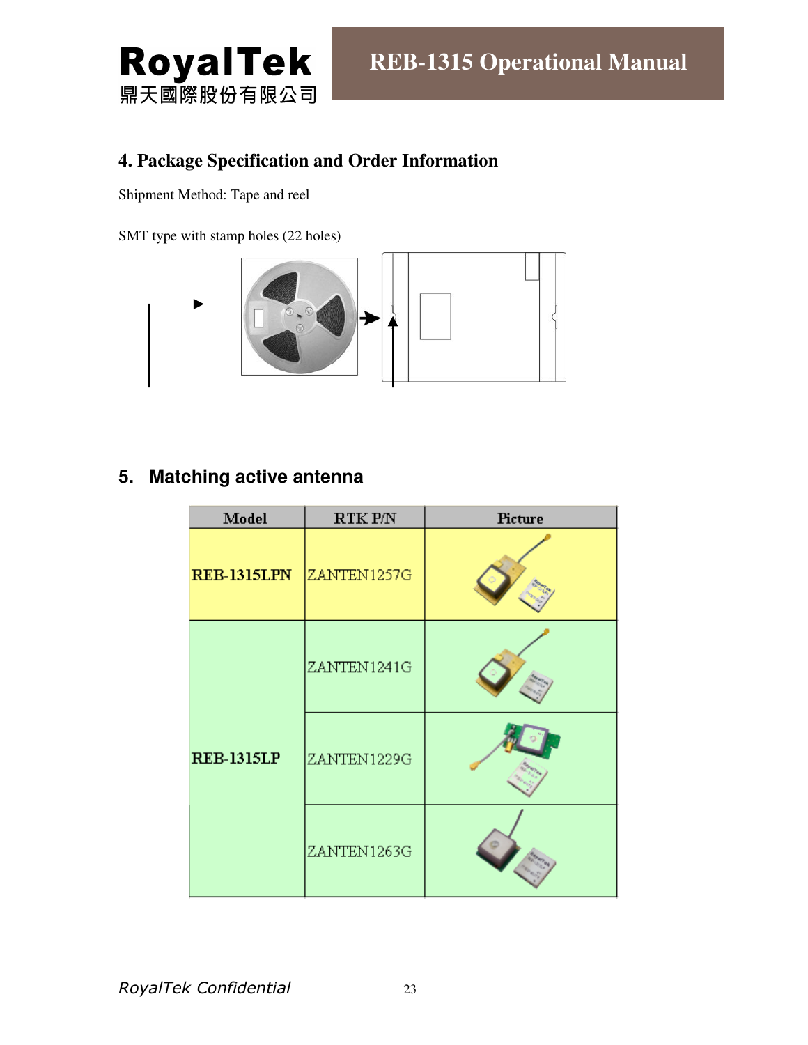## 4. Package Specification and Order Information

Shipment Method: Tape and reel

SMT type with stamp holes (22 holes)

## 5. Matching active antenna

| Model | RTK P/N | Picture |
|---|---|---|
| REB-1315LPN | ZANTEN1257G | |
| REB-1315LP | ZANTEN1241G | |
| | ZANTEN1229G | |
| | ZANTEN1263G | |

*RoyalTek Confidential*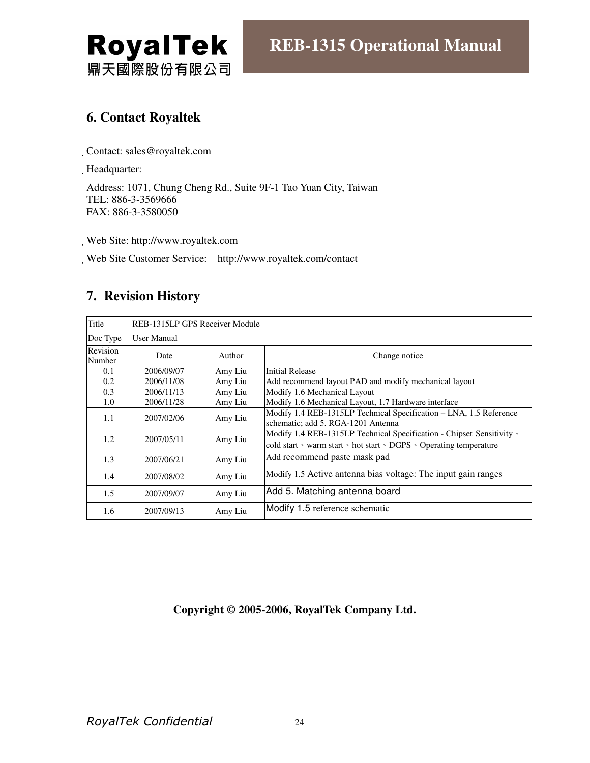## 6. Contact Royaltek

- Contact: sales@royaltek.com
- Headquarter:

Address: 1071, Chung Cheng Rd., Suite 9F-1 Tao Yuan City, Taiwan
TEL: 886-3-3569666
FAX: 886-3-3580050

- Web Site: http://www.royaltek.com
- Web Site Customer Service: http://www.royaltek.com/contact

## 7. Revision History

| Title | REB-1315LP GPS Receiver Module | | |
|---|---|---|---|
| Doc Type | User Manual | | |
| Revision Number | Date | Author | Change notice |
| 0.1 | 2006/09/07 | Amy Liu | Initial Release |
| 0.2 | 2006/11/08 | Amy Liu | Add recommend layout PAD and modify mechanical layout |
| 0.3 | 2006/11/13 | Amy Liu | Modify 1.6 Mechanical Layout |
| 1.0 | 2006/11/28 | Amy Liu | Modify 1.6 Mechanical Layout, 1.7 Hardware interface |
| 1.1 | 2007/02/06 | Amy Liu | Modify 1.4 REB-1315LP Technical Specification – LNA, 1.5 Reference schematic; add 5. RGA-1201 Antenna |
| 1.2 | 2007/05/11 | Amy Liu | Modify 1.4 REB-1315LP Technical Specification - Chipset Sensitivity、cold start、warm start、hot start、DGPS、Operating temperature |
| 1.3 | 2007/06/21 | Amy Liu | Add recommend paste mask pad |
| 1.4 | 2007/08/02 | Amy Liu | Modify 1.5 Active antenna bias voltage: The input gain ranges |
| 1.5 | 2007/09/07 | Amy Liu | Add 5. Matching antenna board |
| 1.6 | 2007/09/13 | Amy Liu | Modify 1.5 reference schematic |

**Copyright © 2005-2006, RoyalTek Company Ltd.**